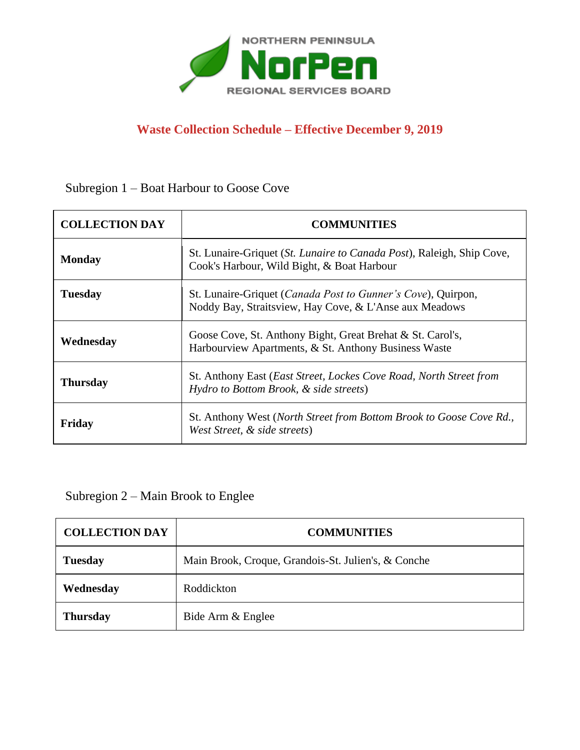NORTHERN PENINSULA

**NorPen**

REGIONAL SERVICES BOARD

## Waste Collection Schedule – Effective December 9, 2019

### Subregion 1 – Boat Harbour to Goose Cove

| COLLECTION DAY | COMMUNITIES |
|---|---|
| **Monday** | St. Lunaire-Griquet (*St. Lunaire to Canada Post*), Raleigh, Ship Cove, Cook's Harbour, Wild Bight, & Boat Harbour |
| **Tuesday** | St. Lunaire-Griquet (*Canada Post to Gunner's Cove*), Quirpon, Noddy Bay, Straitsview, Hay Cove, & L'Anse aux Meadows |
| **Wednesday** | Goose Cove, St. Anthony Bight, Great Brehat & St. Carol's, Harbourview Apartments, & St. Anthony Business Waste |
| **Thursday** | St. Anthony East (*East Street, Lockes Cove Road, North Street from Hydro to Bottom Brook, & side streets*) |
| **Friday** | St. Anthony West (*North Street from Bottom Brook to Goose Cove Rd., West Street, & side streets*) |

### Subregion 2 – Main Brook to Englee

| COLLECTION DAY | COMMUNITIES |
|---|---|
| **Tuesday** | Main Brook, Croque, Grandois-St. Julien's, & Conche |
| **Wednesday** | Roddickton |
| **Thursday** | Bide Arm & Englee |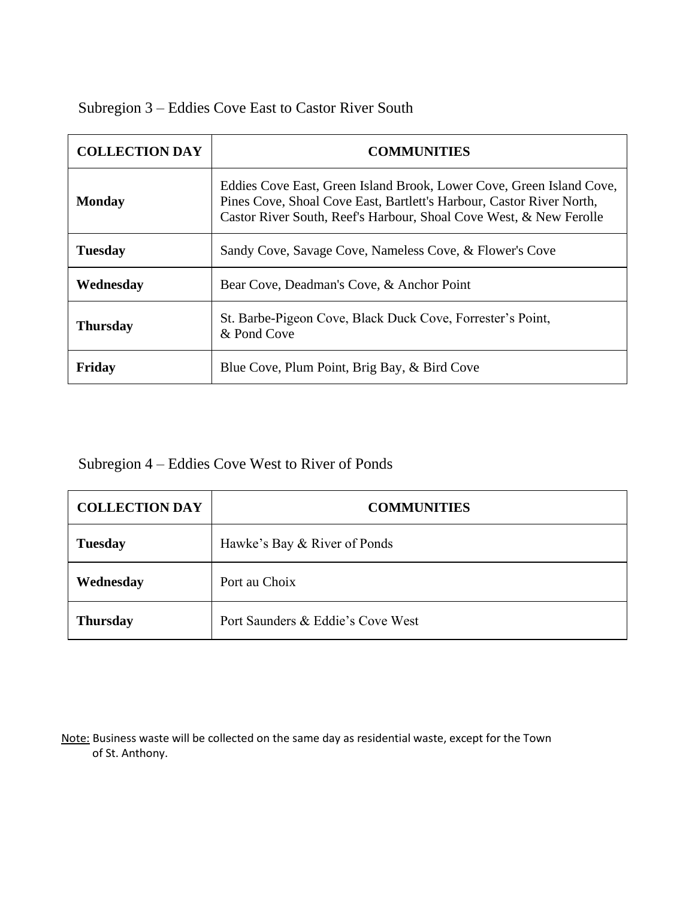Subregion 3 – Eddies Cove East to Castor River South

| COLLECTION DAY | COMMUNITIES |
|---|---|
| **Monday** | Eddies Cove East, Green Island Brook, Lower Cove, Green Island Cove, Pines Cove, Shoal Cove East, Bartlett's Harbour, Castor River North, Castor River South, Reef's Harbour, Shoal Cove West, & New Ferolle |
| **Tuesday** | Sandy Cove, Savage Cove, Nameless Cove, & Flower's Cove |
| **Wednesday** | Bear Cove, Deadman's Cove, & Anchor Point |
| **Thursday** | St. Barbe-Pigeon Cove, Black Duck Cove, Forrester's Point, & Pond Cove |
| **Friday** | Blue Cove, Plum Point, Brig Bay, & Bird Cove |

Subregion 4 – Eddies Cove West to River of Ponds

| COLLECTION DAY | COMMUNITIES |
|---|---|
| **Tuesday** | Hawke's Bay & River of Ponds |
| **Wednesday** | Port au Choix |
| **Thursday** | Port Saunders & Eddie's Cove West |

Note: Business waste will be collected on the same day as residential waste, except for the Town of St. Anthony.